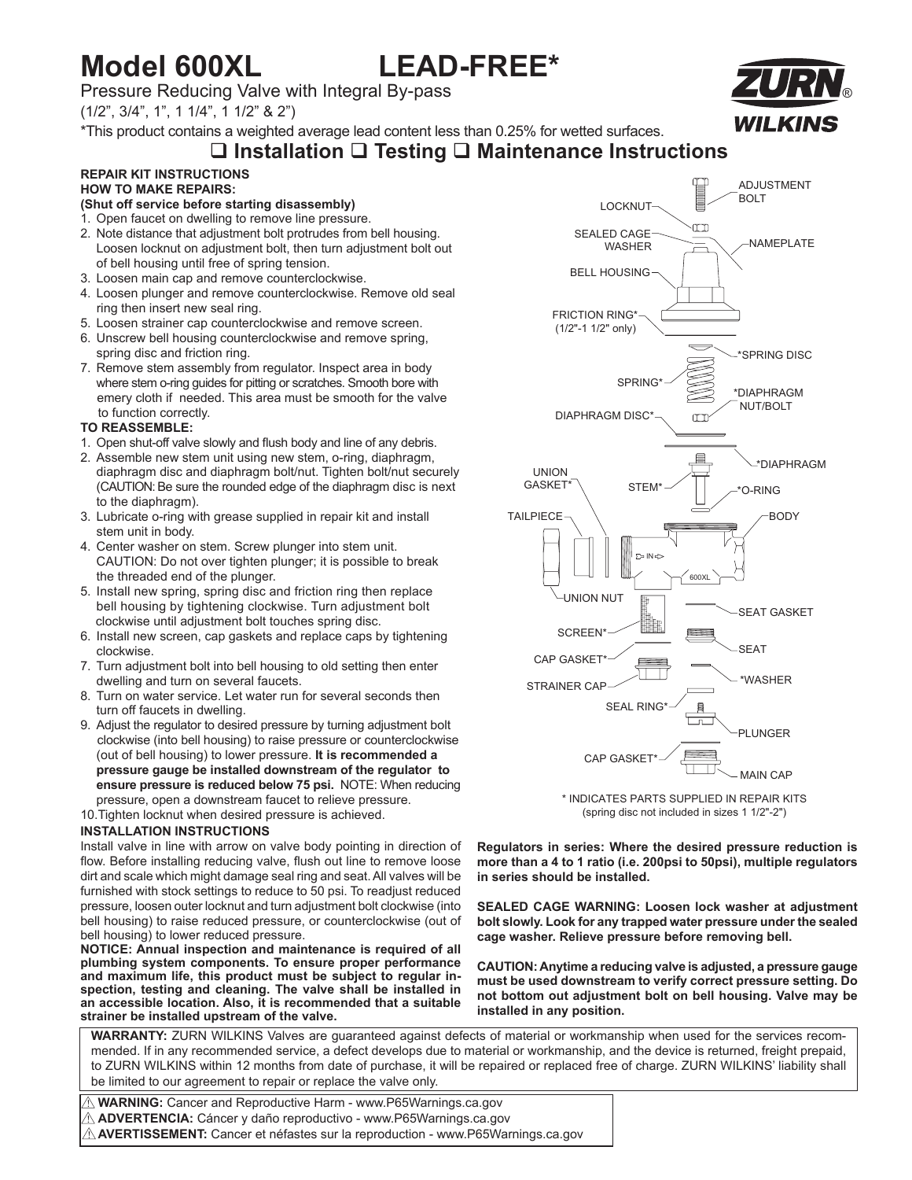# Model 600XL LEAD-FREE*

Pressure Reducing Valve with Integral By-pass

(1/2", 3/4", 1", 1 1/4", 1 1/2" & 2")

*This product contains a weighted average lead content less than 0.25% for wetted surfaces.

ZURN® WILKINS

## ❑ Installation ❑ Testing ❑ Maintenance Instructions

### REPAIR KIT INSTRUCTIONS

### HOW TO MAKE REPAIRS:

**(Shut off service before starting disassembly)**

1. Open faucet on dwelling to remove line pressure.
2. Note distance that adjustment bolt protrudes from bell housing. Loosen locknut on adjustment bolt, then turn adjustment bolt out of bell housing until free of spring tension.
3. Loosen main cap and remove counterclockwise.
4. Loosen plunger and remove counterclockwise. Remove old seal ring then insert new seal ring.
5. Loosen strainer cap counterclockwise and remove screen.
6. Unscrew bell housing counterclockwise and remove spring, spring disc and friction ring.
7. Remove stem assembly from regulator. Inspect area in body where stem o-ring guides for pitting or scratches. Smooth bore with emery cloth if needed. This area must be smooth for the valve to function correctly.

### TO REASSEMBLE:

1. Open shut-off valve slowly and flush body and line of any debris.
2. Assemble new stem unit using new stem, o-ring, diaphragm, diaphragm disc and diaphragm bolt/nut. Tighten bolt/nut securely (CAUTION: Be sure the rounded edge of the diaphragm disc is next to the diaphragm).
3. Lubricate o-ring with grease supplied in repair kit and install stem unit in body.
4. Center washer on stem. Screw plunger into stem unit. CAUTION: Do not over tighten plunger; it is possible to break the threaded end of the plunger.
5. Install new spring, spring disc and friction ring then replace bell housing by tightening clockwise. Turn adjustment bolt clockwise until adjustment bolt touches spring disc.
6. Install new screen, cap gaskets and replace caps by tightening clockwise.
7. Turn adjustment bolt into bell housing to old setting then enter dwelling and turn on several faucets.
8. Turn on water service. Let water run for several seconds then turn off faucets in dwelling.
9. Adjust the regulator to desired pressure by turning adjustment bolt clockwise (into bell housing) to raise pressure or counterclockwise (out of bell housing) to lower pressure. **It is recommended a pressure gauge be installed downstream of the regulator to ensure pressure is reduced below 75 psi.** NOTE: When reducing pressure, open a downstream faucet to relieve pressure.
10. Tighten locknut when desired pressure is achieved.

### INSTALLATION INSTRUCTIONS

Install valve in line with arrow on valve body pointing in direction of flow. Before installing reducing valve, flush out line to remove loose dirt and scale which might damage seal ring and seat. All valves will be furnished with stock settings to reduce to 50 psi. To readjust reduced pressure, loosen outer locknut and turn adjustment bolt clockwise (into bell housing) to raise reduced pressure, or counterclockwise (out of bell housing) to lower reduced pressure.

**NOTICE: Annual inspection and maintenance is required of all plumbing system components. To ensure proper performance and maximum life, this product must be subject to regular inspection, testing and cleaning. The valve shall be installed in an accessible location. Also, it is recommended that a suitable strainer be installed upstream of the valve.**

ADJUSTMENT BOLT, LOCKNUT, SEALED CAGE WASHER, NAMEPLATE, BELL HOUSING, FRICTION RING* (1/2"-1 1/2" only), *SPRING DISC, SPRING*, *DIAPHRAGM NUT/BOLT, DIAPHRAGM DISC*, *DIAPHRAGM, UNION GASKET*, STEM*, *O-RING, TAILPIECE, BODY, UNION NUT, SEAT GASKET, SCREEN*, SEAT, CAP GASKET*, *WASHER, STRAINER CAP, SEAL RING*, PLUNGER, CAP GASKET*, MAIN CAP

\* INDICATES PARTS SUPPLIED IN REPAIR KITS (spring disc not included in sizes 1 1/2"-2")

**Regulators in series: Where the desired pressure reduction is more than a 4 to 1 ratio (i.e. 200psi to 50psi), multiple regulators in series should be installed.**

**SEALED CAGE WARNING: Loosen lock washer at adjustment bolt slowly. Look for any trapped water pressure under the sealed cage washer. Relieve pressure before removing bell.**

**CAUTION: Anytime a reducing valve is adjusted, a pressure gauge must be used downstream to verify correct pressure setting. Do not bottom out adjustment bolt on bell housing. Valve may be installed in any position.**

**WARRANTY:** ZURN WILKINS Valves are guaranteed against defects of material or workmanship when used for the services recommended. If in any recommended service, a defect develops due to material or workmanship, and the device is returned, freight prepaid, to ZURN WILKINS within 12 months from date of purchase, it will be repaired or replaced free of charge. ZURN WILKINS' liability shall be limited to our agreement to repair or replace the valve only.

⚠ **WARNING:** Cancer and Reproductive Harm - www.P65Warnings.ca.gov
⚠ **ADVERTENCIA:** Cáncer y daño reproductivo - www.P65Warnings.ca.gov
⚠ **AVERTISSEMENT:** Cancer et néfastes sur la reproduction - www.P65Warnings.ca.gov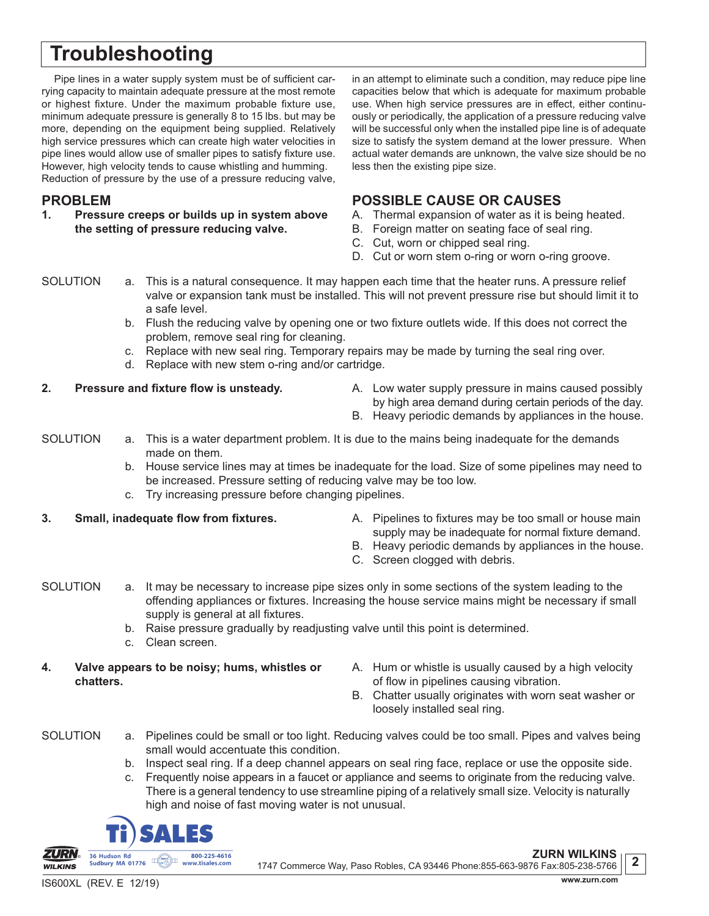# Troubleshooting

Pipe lines in a water supply system must be of sufficient carrying capacity to maintain adequate pressure at the most remote or highest fixture. Under the maximum probable fixture use, minimum adequate pressure is generally 8 to 15 lbs. but may be more, depending on the equipment being supplied. Relatively high service pressures which can create high water velocities in pipe lines would allow use of smaller pipes to satisfy fixture use. However, high velocity tends to cause whistling and humming. Reduction of pressure by the use of a pressure reducing valve, in an attempt to eliminate such a condition, may reduce pipe line capacities below that which is adequate for maximum probable use. When high service pressures are in effect, either continuously or periodically, the application of a pressure reducing valve will be successful only when the installed pipe line is of adequate size to satisfy the system demand at the lower pressure. When actual water demands are unknown, the valve size should be no less then the existing pipe size.

## PROBLEM

**1. Pressure creeps or builds up in system above the setting of pressure reducing valve.**

**POSSIBLE CAUSE OR CAUSES**

A. Thermal expansion of water as it is being heated.
B. Foreign matter on seating face of seal ring.
C. Cut, worn or chipped seal ring.
D. Cut or worn stem o-ring or worn o-ring groove.

SOLUTION

a. This is a natural consequence. It may happen each time that the heater runs. A pressure relief valve or expansion tank must be installed. This will not prevent pressure rise but should limit it to a safe level.
b. Flush the reducing valve by opening one or two fixture outlets wide. If this does not correct the problem, remove seal ring for cleaning.
c. Replace with new seal ring. Temporary repairs may be made by turning the seal ring over.
d. Replace with new stem o-ring and/or cartridge.

**2. Pressure and fixture flow is unsteady.**

A. Low water supply pressure in mains caused possibly by high area demand during certain periods of the day.
B. Heavy periodic demands by appliances in the house.

SOLUTION

a. This is a water department problem. It is due to the mains being inadequate for the demands made on them.
b. House service lines may at times be inadequate for the load. Size of some pipelines may need to be increased. Pressure setting of reducing valve may be too low.
c. Try increasing pressure before changing pipelines.

**3. Small, inadequate flow from fixtures.**

A. Pipelines to fixtures may be too small or house main supply may be inadequate for normal fixture demand.
B. Heavy periodic demands by appliances in the house.
C. Screen clogged with debris.

SOLUTION

a. It may be necessary to increase pipe sizes only in some sections of the system leading to the offending appliances or fixtures. Increasing the house service mains might be necessary if small supply is general at all fixtures.
b. Raise pressure gradually by readjusting valve until this point is determined.
c. Clean screen.

**4. Valve appears to be noisy; hums, whistles or chatters.**

A. Hum or whistle is usually caused by a high velocity of flow in pipelines causing vibration.
B. Chatter usually originates with worn seat washer or loosely installed seal ring.

SOLUTION

a. Pipelines could be small or too light. Reducing valves could be too small. Pipes and valves being small would accentuate this condition.
b. Inspect seal ring. If a deep channel appears on seal ring face, replace or use the opposite side.
c. Frequently noise appears in a faucet or appliance and seems to originate from the reducing valve. There is a general tendency to use streamline piping of a relatively small size. Velocity is naturally high and noise of fast moving water is not unusual.

Ti SALES
36 Hudson Rd Sudbury MA 01776
800-225-4616 www.tisales.com

ZURN WILKINS
1747 Commerce Way, Paso Robles, CA 93446 Phone:855-663-9876 Fax:805-238-5766
www.zurn.com

IS600XL (REV. E 12/19)